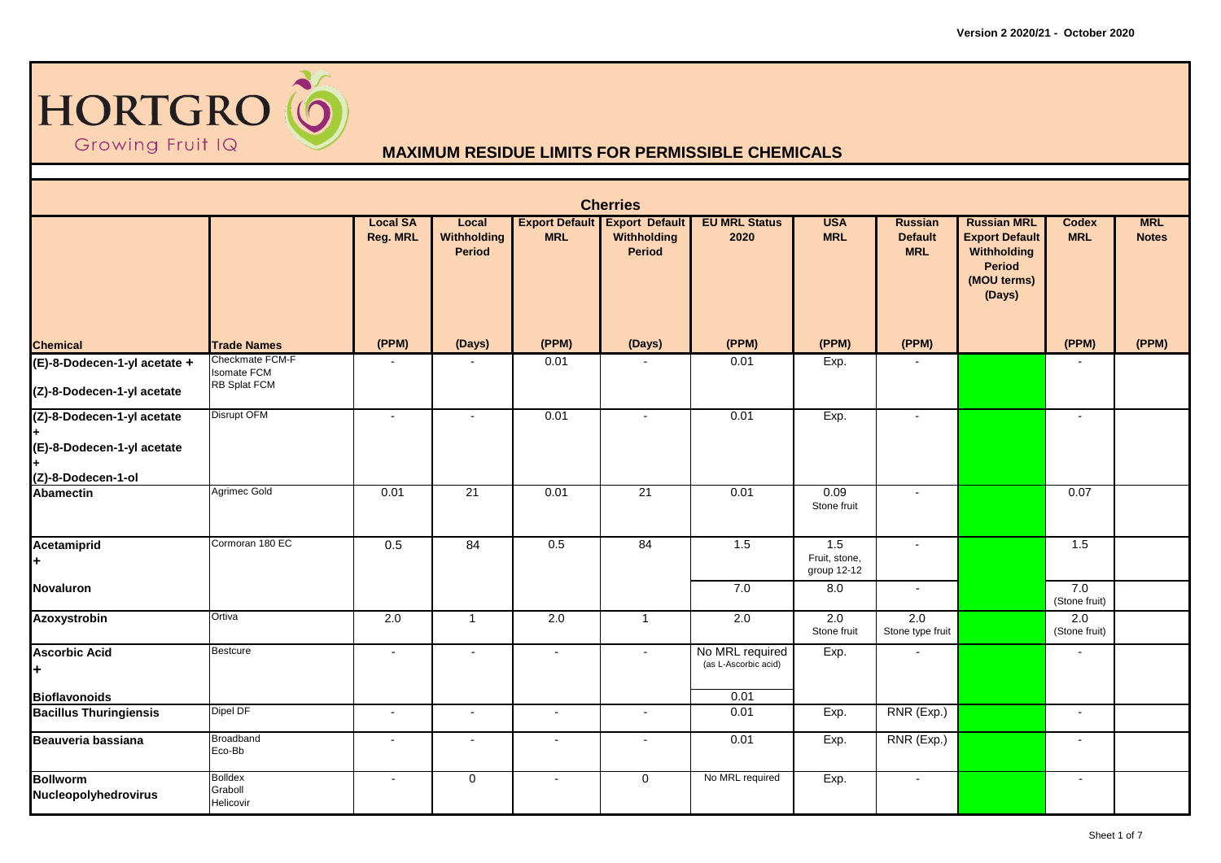Version 2 2020/21 - October 2020

# HORTGRO
Growing Fruit IQ

## MAXIMUM RESIDUE LIMITS FOR PERMISSIBLE CHEMICALS

### Cherries

| Chemical | Trade Names | Local SA Reg. MRL (PPM) | Local Withholding Period (Days) | Export Default MRL (PPM) | Export Default Withholding Period (Days) | EU MRL Status 2020 (PPM) | USA MRL (PPM) | Russian Default MRL (PPM) | Russian MRL Export Default Withholding Period (MOU terms) (Days) | Codex MRL (PPM) | MRL Notes (PPM) |
|---|---|---|---|---|---|---|---|---|---|---|---|
| (E)-8-Dodecen-1-yl acetate + (Z)-8-Dodecen-1-yl acetate | Checkmate FCM-F<br>Isomate FCM<br>RB Splat FCM | - | - | 0.01 | - | 0.01 | Exp. | - | | - | |
| (Z)-8-Dodecen-1-yl acetate + (E)-8-Dodecen-1-yl acetate + (Z)-8-Dodecen-1-ol | Disrupt OFM | - | - | 0.01 | - | 0.01 | Exp. | - | | - | |
| Abamectin | Agrimec Gold | 0.01 | 21 | 0.01 | 21 | 0.01 | 0.09<br>Stone fruit | - | | 0.07 | |
| Acetamiprid + | Cormoran 180 EC | 0.5 | 84 | 0.5 | 84 | 1.5 | 1.5<br>Fruit, stone, group 12-12 | - | | 1.5 | |
| Novaluron | | | | | | 7.0 | 8.0 | - | | 7.0<br>(Stone fruit) | |
| Azoxystrobin | Ortiva | 2.0 | 1 | 2.0 | 1 | 2.0 | 2.0<br>Stone fruit | 2.0<br>Stone type fruit | | 2.0<br>(Stone fruit) | |
| Ascorbic Acid + | Bestcure | - | - | - | - | No MRL required<br>(as L-Ascorbic acid) | Exp. | - | | - | |
| Bioflavonoids | | | | | | 0.01 | | | | | |
| Bacillus Thuringiensis | Dipel DF | - | - | - | - | 0.01 | Exp. | RNR (Exp.) | | - | |
| Beauveria bassiana | Broadband<br>Eco-Bb | - | - | - | - | 0.01 | Exp. | RNR (Exp.) | | - | |
| Bollworm Nucleopolyhedrovirus | Bolldex<br>Graboll<br>Helicovir | - | 0 | - | 0 | No MRL required | Exp. | - | | - | |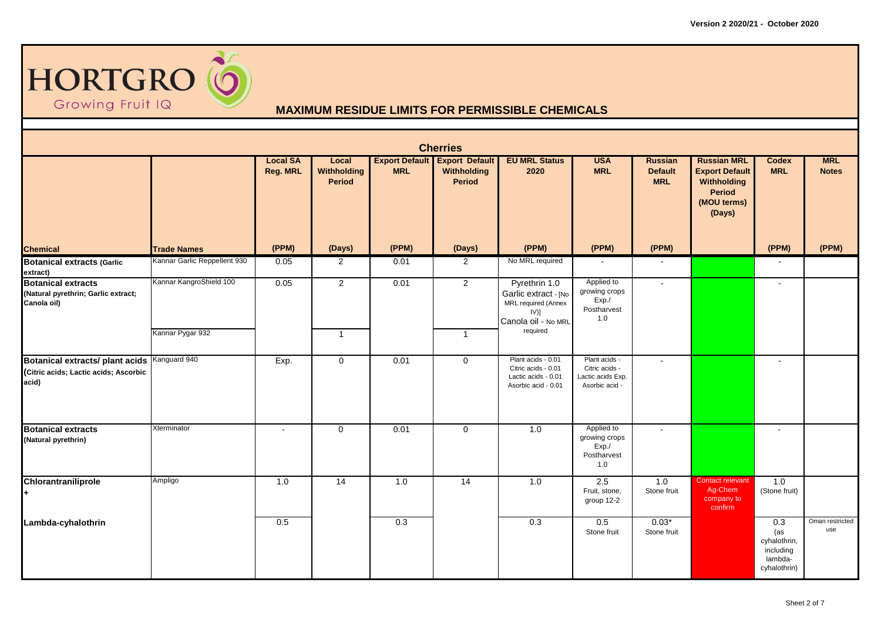Version 2 2020/21 - October 2020

# HORTGRO

Growing Fruit IQ

## MAXIMUM RESIDUE LIMITS FOR PERMISSIBLE CHEMICALS

### Cherries

| Chemical | Trade Names | Local SA Reg. MRL (PPM) | Local Withholding Period (Days) | Export Default MRL (PPM) | Export Default Withholding Period (Days) | EU MRL Status 2020 (PPM) | USA MRL (PPM) | Russian Default MRL (PPM) | Russian MRL Export Default Withholding Period (MOU terms) (Days) | Codex MRL (PPM) | MRL Notes (PPM) |
|---|---|---|---|---|---|---|---|---|---|---|---|
| **Botanical extracts (Garlic extract)** | Kannar Garlic Reppellent 930 | 0.05 | 2 | 0.01 | 2 | No MRL required | - | - | | - | |
| **Botanical extracts (Natural pyrethrin; Garlic extract; Canola oil)** | Kannar KangroShield 100 | 0.05 | 2 | 0.01 | 2 | Pyrethrin 1.0 Garlic extract - [No MRL required (Annex IV)] Canola oil - No MRL required | Applied to growing crops Exp./ Postharvest 1.0 | - | | - | |
| | Kannar Pygar 932 | | 1 | | 1 | | | | | | |
| **Botanical extracts/ plant acids (Citric acids; Lactic acids; Ascorbic acid)** | Kanguard 940 | Exp. | 0 | 0.01 | 0 | Plant acids - 0.01 Citric acids - 0.01 Lactic acids - 0.01 Asorbic acid - 0.01 | Plant acids - Citric acids - Lactic acids Exp. Asorbic acid - | - | | - | |
| **Botanical extracts (Natural pyrethrin)** | Xterminator | - | 0 | 0.01 | 0 | 1.0 | Applied to growing crops Exp./ Postharvest 1.0 | - | | - | |
| **Chlorantraniliprole +** | Ampligo | 1.0 | 14 | 1.0 | 14 | 1.0 | 2.5 Fruit, stone, group 12-2 | 1.0 Stone fruit | Contact relevant Ag-Chem company to confirm | 1.0 (Stone fruit) | |
| **Lambda-cyhalothrin** | | 0.5 | | 0.3 | | 0.3 | 0.5 Stone fruit | 0.03* Stone fruit | | 0.3 (as cyhalothrin, including lambda-cyhalothrin) | Oman restricted use |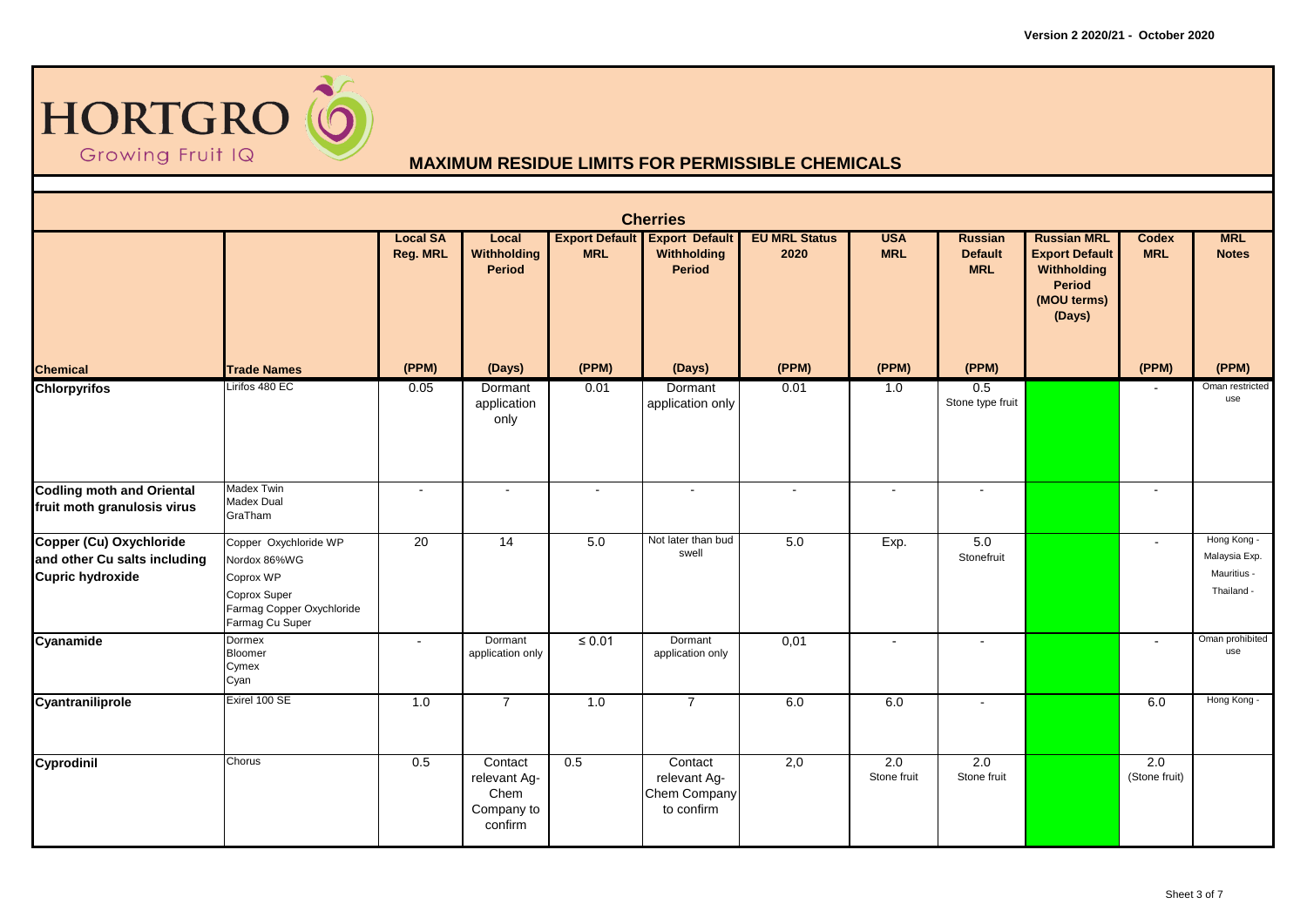Version 2 2020/21 - October 2020

HORTGRO
Growing Fruit IQ

## MAXIMUM RESIDUE LIMITS FOR PERMISSIBLE CHEMICALS

| Cherries | | | | | | | | | | | |
|---|---|---|---|---|---|---|---|---|---|---|---|
| | | Local SA Reg. MRL | Local Withholding Period | Export Default MRL | Export Default Withholding Period | EU MRL Status 2020 | USA MRL | Russian Default MRL | Russian MRL Export Default Withholding Period (MOU terms) (Days) | Codex MRL | MRL Notes |
| **Chemical** | **Trade Names** | (PPM) | (Days) | (PPM) | (Days) | (PPM) | (PPM) | (PPM) | | (PPM) | (PPM) |
| **Chlorpyrifos** | Lirifos 480 EC | 0.05 | Dormant application only | 0.01 | Dormant application only | 0.01 | 1.0 | 0.5 Stone type fruit | | - | Oman restricted use |
| **Codling moth and Oriental fruit moth granulosis virus** | Madex Twin<br>Madex Dual<br>GraTham | - | - | - | - | - | - | - | | - | |
| **Copper (Cu) Oxychloride and other Cu salts including Cupric hydroxide** | Copper Oxychloride WP<br>Nordox 86%WG<br>Coprox WP<br>Coprox Super<br>Farmag Copper Oxychloride<br>Farmag Cu Super | 20 | 14 | 5.0 | Not later than bud swell | 5.0 | Exp. | 5.0 Stonefruit | | - | Hong Kong -<br>Malaysia Exp.<br>Mauritius -<br>Thailand - |
| **Cyanamide** | Dormex<br>Bloomer<br>Cymex<br>Cyan | - | Dormant application only | ≤ 0.01 | Dormant application only | 0,01 | - | - | | - | Oman prohibited use |
| **Cyantraniliprole** | Exirel 100 SE | 1.0 | 7 | 1.0 | 7 | 6.0 | 6.0 | - | | 6.0 | Hong Kong - |
| **Cyprodinil** | Chorus | 0.5 | Contact relevant Ag-Chem Company to confirm | 0.5 | Contact relevant Ag-Chem Company to confirm | 2,0 | 2.0 Stone fruit | 2.0 Stone fruit | | 2.0 (Stone fruit) | |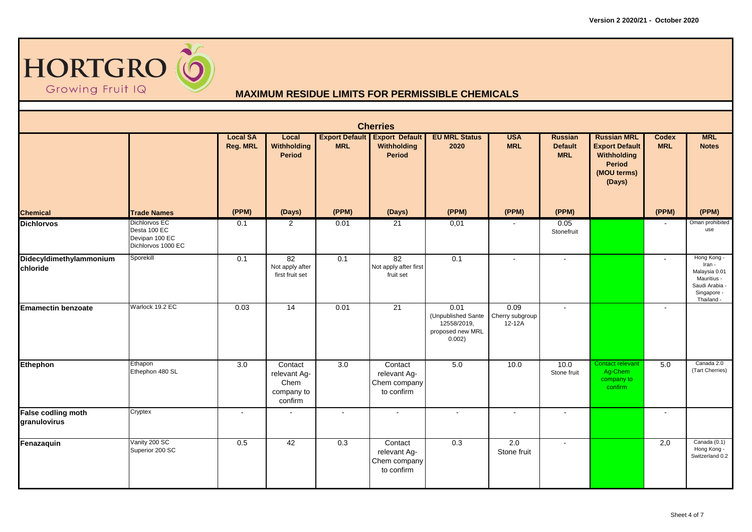# HORTGRO

Growing Fruit IQ

## MAXIMUM RESIDUE LIMITS FOR PERMISSIBLE CHEMICALS

### Cherries

| Chemical | Trade Names | Local SA Reg. MRL (PPM) | Local Withholding Period (Days) | Export Default MRL (PPM) | Export Default Withholding Period (Days) | EU MRL Status 2020 (PPM) | USA MRL (PPM) | Russian Default MRL (PPM) | Russian MRL Export Default Withholding Period (MOU terms) (Days) | Codex MRL (PPM) | MRL Notes (PPM) |
|---|---|---|---|---|---|---|---|---|---|---|---|
| **Dichlorvos** | Dichlorvos EC<br>Desta 100 EC<br>Devipan 100 EC<br>Dichlorvos 1000 EC | 0.1 | 2 | 0.01 | 21 | 0,01 | - | 0.05 Stonefruit | | - | Oman prohibited use |
| **Didecyldimethylammonium chloride** | Sporekill | 0.1 | 82 Not apply after first fruit set | 0.1 | 82 Not apply after first fruit set | 0.1 | - | - | | - | Hong Kong - Iran - Malaysia 0.01 Mauritius - Saudi Arabia - Singapore - Thailand - |
| **Emamectin benzoate** | Warlock 19.2 EC | 0.03 | 14 | 0.01 | 21 | 0.01 (Unpublished Sante 12558/2019, proposed new MRL 0.002) | 0.09 Cherry subgroup 12-12A | - | | - | |
| **Ethephon** | Ethapon<br>Ethephon 480 SL | 3.0 | Contact relevant Ag-Chem company to confirm | 3.0 | Contact relevant Ag-Chem company to confirm | 5.0 | 10.0 | 10.0 Stone fruit | Contact relevant Ag-Chem company to confirm | 5.0 | Canada 2.0 (Tart Cherries) |
| **False codling moth granulovirus** | Cryptex | - | - | - | - | - | - | - | | - | |
| **Fenazaquin** | Vanity 200 SC<br>Superior 200 SC | 0.5 | 42 | 0.3 | Contact relevant Ag-Chem company to confirm | 0.3 | 2.0 Stone fruit | - | | 2,0 | Canada (0.1) Hong Kong - Switzerland 0.2 |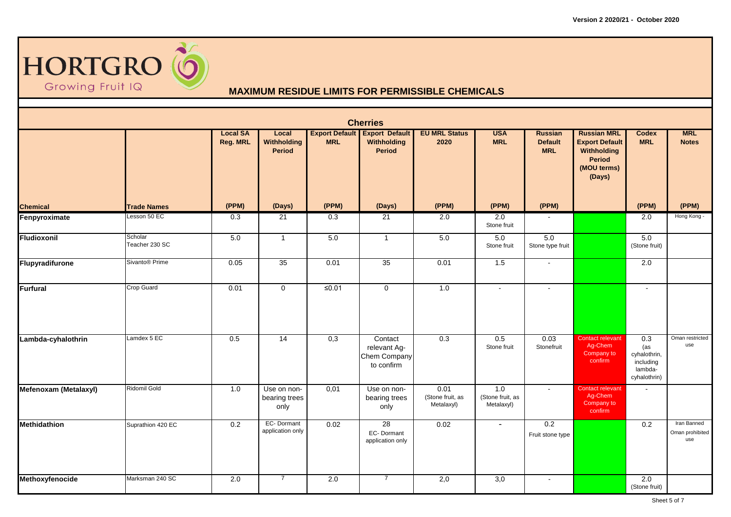Version 2 2020/21 - October 2020

HORTGRO Growing Fruit IQ

# MAXIMUM RESIDUE LIMITS FOR PERMISSIBLE CHEMICALS

## Cherries

| Chemical | Trade Names | Local SA Reg. MRL (PPM) | Local Withholding Period (Days) | Export Default MRL (PPM) | Export Default Withholding Period (Days) | EU MRL Status 2020 (PPM) | USA MRL (PPM) | Russian Default MRL (PPM) | Russian MRL Export Default Withholding Period (MOU terms) (Days) | Codex MRL (PPM) | MRL Notes (PPM) |
|---|---|---|---|---|---|---|---|---|---|---|---|
| **Fenpyroximate** | Lesson 50 EC | 0.3 | 21 | 0.3 | 21 | 2.0 | 2.0 Stone fruit | - | | 2.0 | Hong Kong - |
| **Fludioxonil** | Scholar Teacher 230 SC | 5.0 | 1 | 5.0 | 1 | 5.0 | 5.0 Stone fruit | 5.0 Stone type fruit | | 5.0 (Stone fruit) | |
| **Flupyradifurone** | Sivanto® Prime | 0.05 | 35 | 0.01 | 35 | 0.01 | 1.5 | - | | 2.0 | |
| **Furfural** | Crop Guard | 0.01 | 0 | ≤0.01 | 0 | 1.0 | - | - | | - | |
| **Lambda-cyhalothrin** | Lamdex 5 EC | 0.5 | 14 | 0,3 | Contact relevant Ag-Chem Company to confirm | 0.3 | 0.5 Stone fruit | 0.03 Stonefruit | Contact relevant Ag-Chem Company to confirm | 0.3 (as cyhalothrin, including lambda-cyhalothrin) | Oman restricted use |
| **Mefenoxam (Metalaxyl)** | Ridomil Gold | 1.0 | Use on non-bearing trees only | 0,01 | Use on non-bearing trees only | 0.01 (Stone fruit, as Metalaxyl) | 1.0 (Stone fruit, as Metalaxyl) | - | Contact relevant Ag-Chem Company to confirm | - | |
| **Methidathion** | Suprathion 420 EC | 0.2 | EC- Dormant application only | 0.02 | 28 EC- Dormant application only | 0.02 | - | 0.2 Fruit stone type | | 0.2 | Iran Banned Oman prohibited use |
| **Methoxyfenocide** | Marksman 240 SC | 2.0 | 7 | 2.0 | 7 | 2,0 | 3,0 | - | | 2.0 (Stone fruit) | |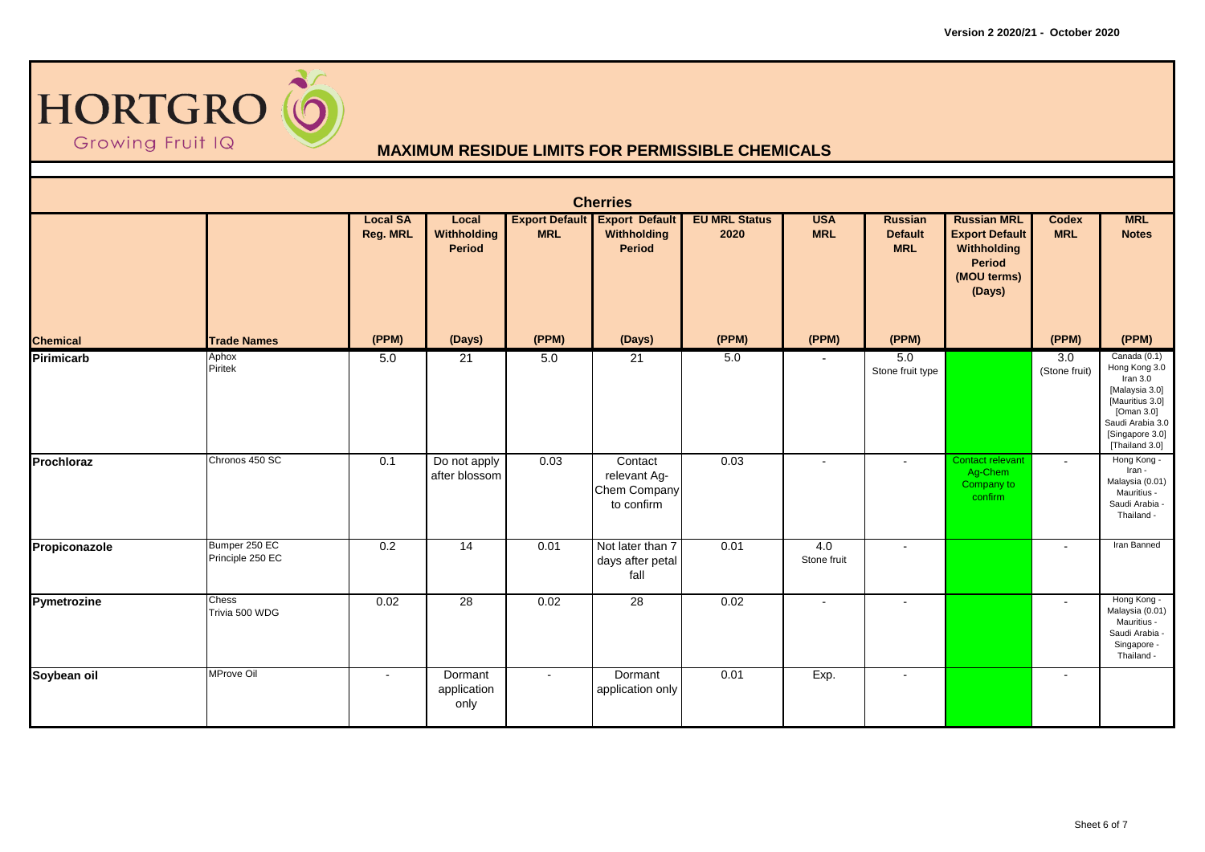Version 2 2020/21 - October 2020

HORTGRO
Growing Fruit IQ

## MAXIMUM RESIDUE LIMITS FOR PERMISSIBLE CHEMICALS

### Cherries

| Chemical | Trade Names | Local SA Reg. MRL (PPM) | Local Withholding Period (Days) | Export Default MRL (PPM) | Export Default Withholding Period (Days) | EU MRL Status 2020 (PPM) | USA MRL (PPM) | Russian Default MRL (PPM) | Russian MRL Export Default Withholding Period (MOU terms) (Days) | Codex MRL (PPM) | MRL Notes (PPM) |
|---|---|---|---|---|---|---|---|---|---|---|---|
| **Pirimicarb** | Aphox<br>Piritek | 5.0 | 21 | 5.0 | 21 | 5.0 | - | 5.0<br>Stone fruit type | | 3.0<br>(Stone fruit) | Canada (0.1)<br>Hong Kong 3.0<br>Iran 3.0<br>[Malaysia 3.0]<br>[Mauritius 3.0]<br>[Oman 3.0]<br>Saudi Arabia 3.0<br>[Singapore 3.0]<br>[Thailand 3.0] |
| **Prochloraz** | Chronos 450 SC | 0.1 | Do not apply after blossom | 0.03 | Contact relevant Ag-Chem Company to confirm | 0.03 | - | - | Contact relevant Ag-Chem Company to confirm | - | Hong Kong -<br>Iran -<br>Malaysia (0.01)<br>Mauritius -<br>Saudi Arabia -<br>Thailand - |
| **Propiconazole** | Bumper 250 EC<br>Principle 250 EC | 0.2 | 14 | 0.01 | Not later than 7 days after petal fall | 0.01 | 4.0<br>Stone fruit | - | | - | Iran Banned |
| **Pymetrozine** | Chess<br>Trivia 500 WDG | 0.02 | 28 | 0.02 | 28 | 0.02 | - | - | | - | Hong Kong -<br>Malaysia (0.01)<br>Mauritius -<br>Saudi Arabia -<br>Singapore -<br>Thailand - |
| **Soybean oil** | MProve Oil | - | Dormant application only | - | Dormant application only | 0.01 | Exp. | - | | - | |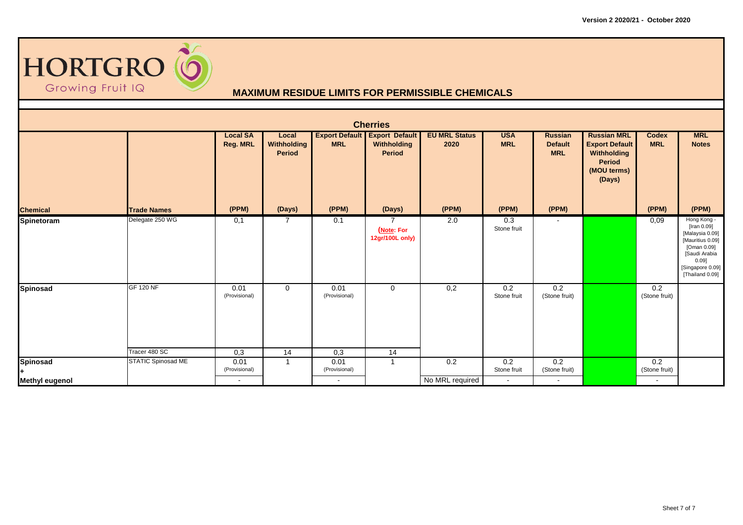Version 2 2020/21 - October 2020

HORTGRO
Growing Fruit IQ

## MAXIMUM RESIDUE LIMITS FOR PERMISSIBLE CHEMICALS

### Cherries

| Chemical | Trade Names | Local SA Reg. MRL (PPM) | Local Withholding Period (Days) | Export Default MRL (PPM) | Export Default Withholding Period (Days) | EU MRL Status 2020 (PPM) | USA MRL (PPM) | Russian Default MRL (PPM) | Russian MRL Export Default Withholding Period (MOU terms) (Days) | Codex MRL (PPM) | MRL Notes (PPM) |
|---|---|---|---|---|---|---|---|---|---|---|---|
| **Spinetoram** | Delegate 250 WG | 0,1 | 7 | 0.1 | 7 (Note: For 12gr/100L only) | 2.0 | 0.3 Stone fruit | - | | 0,09 | Hong Kong - [Iran 0.09] [Malaysia 0.09] [Mauritius 0.09] [Oman 0.09] [Saudi Arabia 0.09] [Singapore 0.09] [Thailand 0.09] |
| **Spinosad** | GF 120 NF | 0.01 (Provisional) | 0 | 0.01 (Provisional) | 0 | 0,2 | 0.2 Stone fruit | 0.2 (Stone fruit) | | 0.2 (Stone fruit) | |
| | Tracer 480 SC | 0,3 | 14 | 0,3 | 14 | | | | | | |
| **Spinosad +** | STATIC Spinosad ME | 0.01 (Provisional) | 1 | 0.01 (Provisional) | 1 | 0.2 | 0.2 Stone fruit | 0.2 (Stone fruit) | | 0.2 (Stone fruit) | |
| **Methyl eugenol** | | - | | - | | No MRL required | - | - | | - | |